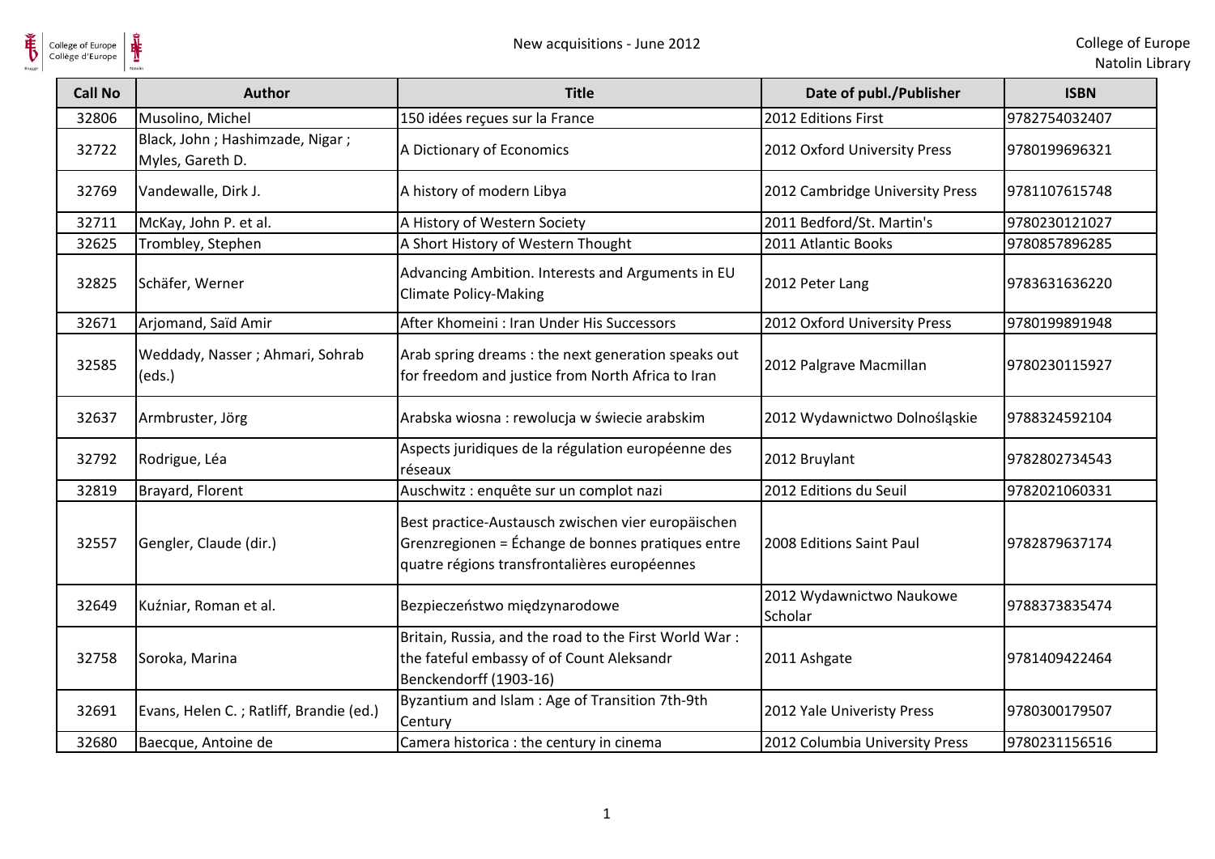# New acquisitions - June 2012

College of Europe
Natolin Library

| Call No | Author | Title | Date of publ./Publisher | ISBN |
|---|---|---|---|---|
| 32806 | Musolino, Michel | 150 idées reçues sur la France | 2012 Editions First | 9782754032407 |
| 32722 | Black, John ; Hashimzade, Nigar ; Myles, Gareth D. | A Dictionary of Economics | 2012 Oxford University Press | 9780199696321 |
| 32769 | Vandewalle, Dirk J. | A history of modern Libya | 2012 Cambridge University Press | 9781107615748 |
| 32711 | McKay, John P. et al. | A History of Western Society | 2011 Bedford/St. Martin's | 9780230121027 |
| 32625 | Trombley, Stephen | A Short History of Western Thought | 2011 Atlantic Books | 9780857896285 |
| 32825 | Schäfer, Werner | Advancing Ambition. Interests and Arguments in EU Climate Policy-Making | 2012 Peter Lang | 9783631636220 |
| 32671 | Arjomand, Saïd Amir | After Khomeini : Iran Under His Successors | 2012 Oxford University Press | 9780199891948 |
| 32585 | Weddady, Nasser ; Ahmari, Sohrab (eds.) | Arab spring dreams : the next generation speaks out for freedom and justice from North Africa to Iran | 2012 Palgrave Macmillan | 9780230115927 |
| 32637 | Armbruster, Jörg | Arabska wiosna : rewolucja w świecie arabskim | 2012 Wydawnictwo Dolnośląskie | 9788324592104 |
| 32792 | Rodrigue, Léa | Aspects juridiques de la régulation européenne des réseaux | 2012 Bruylant | 9782802734543 |
| 32819 | Brayard, Florent | Auschwitz : enquête sur un complot nazi | 2012 Editions du Seuil | 9782021060331 |
| 32557 | Gengler, Claude (dir.) | Best practice-Austausch zwischen vier europäischen Grenzregionen = Échange de bonnes pratiques entre quatre régions transfrontalières européennes | 2008 Editions Saint Paul | 9782879637174 |
| 32649 | Kuźniar, Roman et al. | Bezpieczeństwo międzynarodowe | 2012 Wydawnictwo Naukowe Scholar | 9788373835474 |
| 32758 | Soroka, Marina | Britain, Russia, and the road to the First World War : the fateful embassy of of Count Aleksandr Benckendorff (1903-16) | 2011 Ashgate | 9781409422464 |
| 32691 | Evans, Helen C. ; Ratliff, Brandie (ed.) | Byzantium and Islam : Age of Transition 7th-9th Century | 2012 Yale Univeristy Press | 9780300179507 |
| 32680 | Baecque, Antoine de | Camera historica : the century in cinema | 2012 Columbia University Press | 9780231156516 |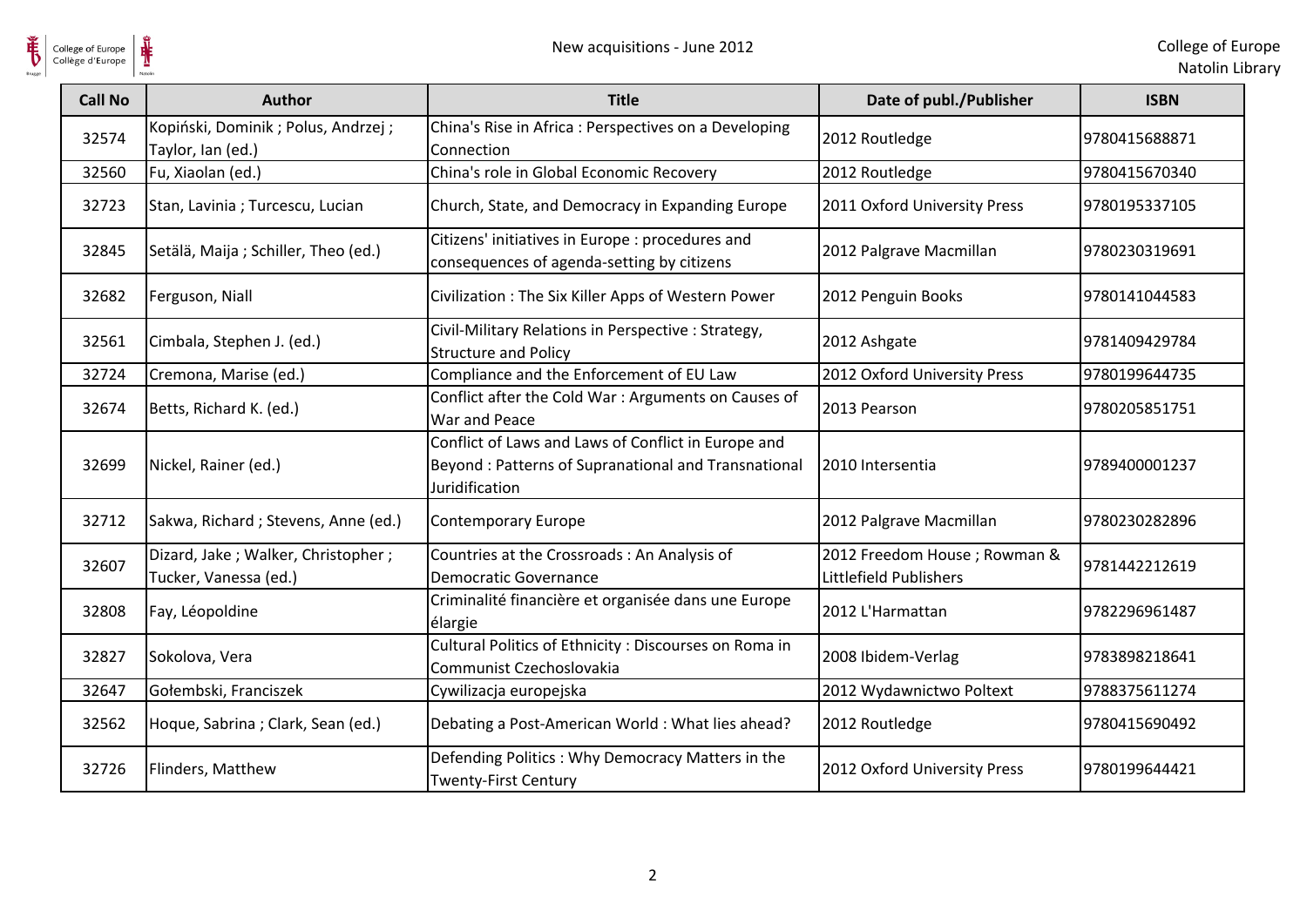| Call No | Author | Title | Date of publ./Publisher | ISBN |
|---|---|---|---|---|
| 32574 | Kopiński, Dominik ; Polus, Andrzej ; Taylor, Ian (ed.) | China's Rise in Africa : Perspectives on a Developing Connection | 2012 Routledge | 9780415688871 |
| 32560 | Fu, Xiaolan (ed.) | China's role in Global Economic Recovery | 2012 Routledge | 9780415670340 |
| 32723 | Stan, Lavinia ; Turcescu, Lucian | Church, State, and Democracy in Expanding Europe | 2011 Oxford University Press | 9780195337105 |
| 32845 | Setälä, Maija ; Schiller, Theo (ed.) | Citizens' initiatives in Europe : procedures and consequences of agenda-setting by citizens | 2012 Palgrave Macmillan | 9780230319691 |
| 32682 | Ferguson, Niall | Civilization : The Six Killer Apps of Western Power | 2012 Penguin Books | 9780141044583 |
| 32561 | Cimbala, Stephen J. (ed.) | Civil-Military Relations in Perspective : Strategy, Structure and Policy | 2012 Ashgate | 9781409429784 |
| 32724 | Cremona, Marise (ed.) | Compliance and the Enforcement of EU Law | 2012 Oxford University Press | 9780199644735 |
| 32674 | Betts, Richard K. (ed.) | Conflict after the Cold War : Arguments on Causes of War and Peace | 2013 Pearson | 9780205851751 |
| 32699 | Nickel, Rainer (ed.) | Conflict of Laws and Laws of Conflict in Europe and Beyond : Patterns of Supranational and Transnational Juridification | 2010 Intersentia | 9789400001237 |
| 32712 | Sakwa, Richard ; Stevens, Anne (ed.) | Contemporary Europe | 2012 Palgrave Macmillan | 9780230282896 |
| 32607 | Dizard, Jake ; Walker, Christopher ; Tucker, Vanessa (ed.) | Countries at the Crossroads : An Analysis of Democratic Governance | 2012 Freedom House ; Rowman & Littlefield Publishers | 9781442212619 |
| 32808 | Fay, Léopoldine | Criminalité financière et organisée dans une Europe élargie | 2012 L'Harmattan | 9782296961487 |
| 32827 | Sokolova, Vera | Cultural Politics of Ethnicity : Discourses on Roma in Communist Czechoslovakia | 2008 Ibidem-Verlag | 9783898218641 |
| 32647 | Gołembski, Franciszek | Cywilizacja europejska | 2012 Wydawnictwo Poltext | 9788375611274 |
| 32562 | Hoque, Sabrina ; Clark, Sean (ed.) | Debating a Post-American World : What lies ahead? | 2012 Routledge | 9780415690492 |
| 32726 | Flinders, Matthew | Defending Politics : Why Democracy Matters in the Twenty-First Century | 2012 Oxford University Press | 9780199644421 |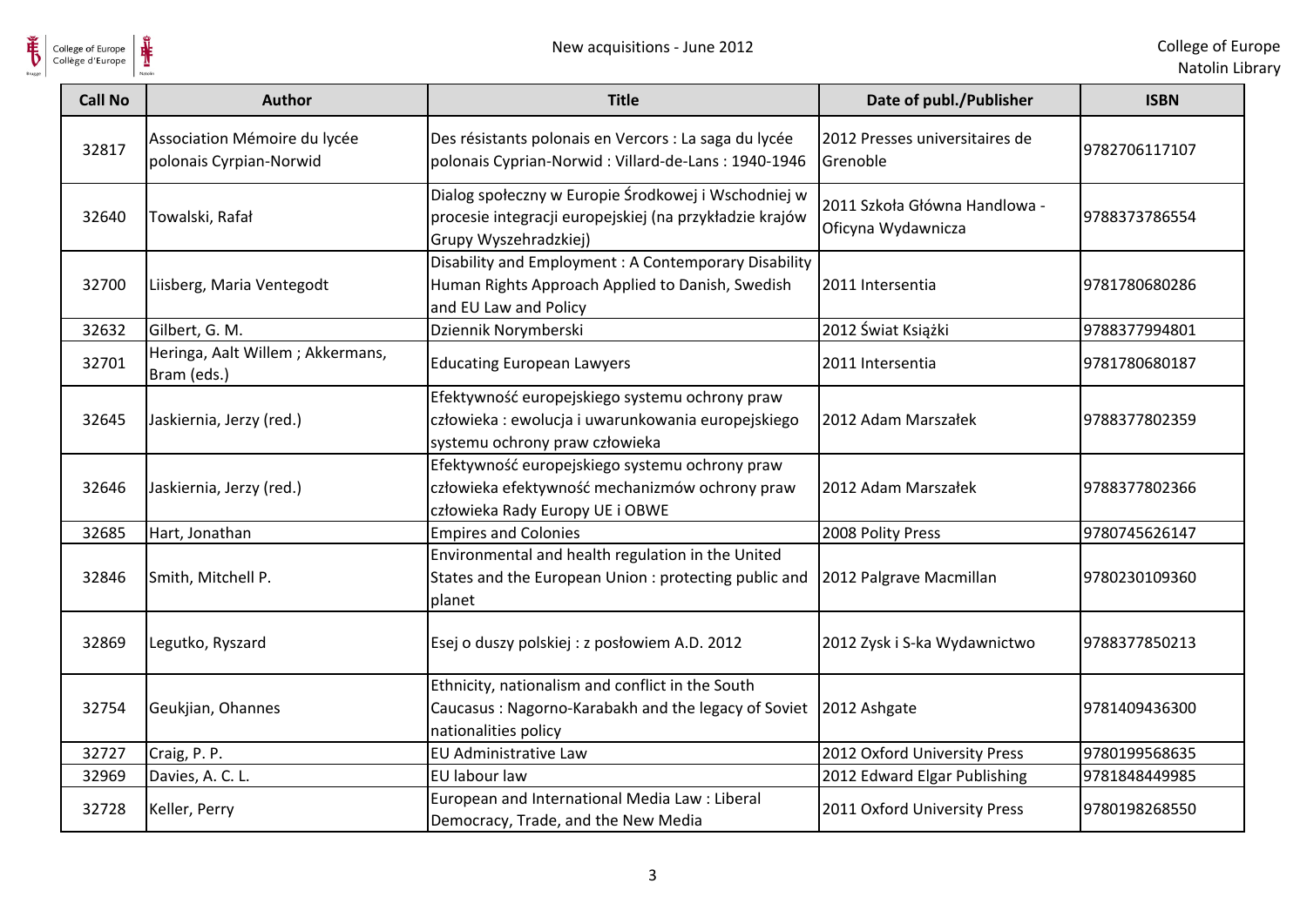| Call No | Author | Title | Date of publ./Publisher | ISBN |
|---|---|---|---|---|
| 32817 | Association Mémoire du lycée polonais Cyprian-Norwid | Des résistants polonais en Vercors : La saga du lycée polonais Cyprian-Norwid : Villard-de-Lans : 1940-1946 | 2012 Presses universitaires de Grenoble | 9782706117107 |
| 32640 | Towalski, Rafał | Dialog społeczny w Europie Środkowej i Wschodniej w procesie integracji europejskiej (na przykładzie krajów Grupy Wyszehradzkiej) | 2011 Szkoła Główna Handlowa - Oficyna Wydawnicza | 9788373786554 |
| 32700 | Liisberg, Maria Ventegodt | Disability and Employment : A Contemporary Disability Human Rights Approach Applied to Danish, Swedish and EU Law and Policy | 2011 Intersentia | 9781780680286 |
| 32632 | Gilbert, G. M. | Dziennik Norymberski | 2012 Świat Książki | 9788377994801 |
| 32701 | Heringa, Aalt Willem ; Akkermans, Bram (eds.) | Educating European Lawyers | 2011 Intersentia | 9781780680187 |
| 32645 | Jaskiernia, Jerzy (red.) | Efektywność europejskiego systemu ochrony praw człowieka : ewolucja i uwarunkowania europejskiego systemu ochrony praw człowieka | 2012 Adam Marszałek | 9788377802359 |
| 32646 | Jaskiernia, Jerzy (red.) | Efektywność europejskiego systemu ochrony praw człowieka efektywność mechanizmów ochrony praw człowieka Rady Europy UE i OBWE | 2012 Adam Marszałek | 9788377802366 |
| 32685 | Hart, Jonathan | Empires and Colonies | 2008 Polity Press | 9780745626147 |
| 32846 | Smith, Mitchell P. | Environmental and health regulation in the United States and the European Union : protecting public and planet | 2012 Palgrave Macmillan | 9780230109360 |
| 32869 | Legutko, Ryszard | Esej o duszy polskiej : z posłowiem A.D. 2012 | 2012 Zysk i S-ka Wydawnictwo | 9788377850213 |
| 32754 | Geukjian, Ohannes | Ethnicity, nationalism and conflict in the South Caucasus : Nagorno-Karabakh and the legacy of Soviet nationalities policy | 2012 Ashgate | 9781409436300 |
| 32727 | Craig, P. P. | EU Administrative Law | 2012 Oxford University Press | 9780199568635 |
| 32969 | Davies, A. C. L. | EU labour law | 2012 Edward Elgar Publishing | 9781848449985 |
| 32728 | Keller, Perry | European and International Media Law : Liberal Democracy, Trade, and the New Media | 2011 Oxford University Press | 9780198268550 |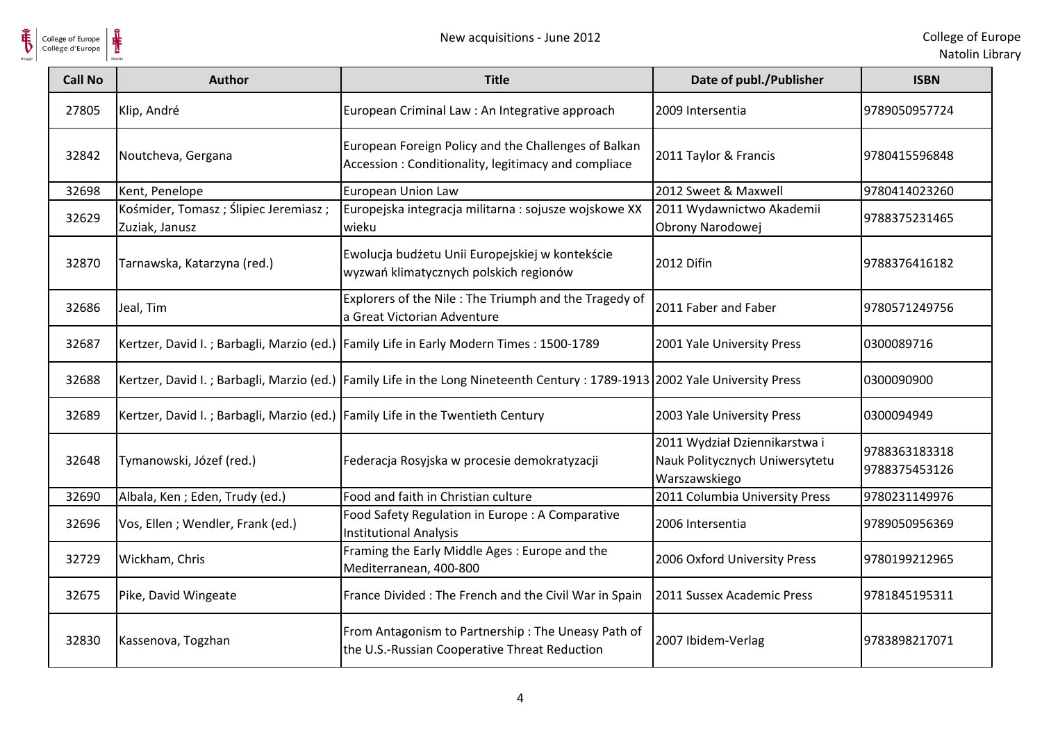| Call No | Author | Title | Date of publ./Publisher | ISBN |
|---|---|---|---|---|
| 27805 | Klip, André | European Criminal Law : An Integrative approach | 2009 Intersentia | 9789050957724 |
| 32842 | Noutcheva, Gergana | European Foreign Policy and the Challenges of Balkan Accession : Conditionality, legitimacy and compliace | 2011 Taylor & Francis | 9780415596848 |
| 32698 | Kent, Penelope | European Union Law | 2012 Sweet & Maxwell | 9780414023260 |
| 32629 | Kośmider, Tomasz ; Ślipiec Jeremiasz ; Zuziak, Janusz | Europejska integracja militarna : sojusze wojskowe XX wieku | 2011 Wydawnictwo Akademii Obrony Narodowej | 9788375231465 |
| 32870 | Tarnawska, Katarzyna (red.) | Ewolucja budżetu Unii Europejskiej w kontekście wyzwań klimatycznych polskich regionów | 2012 Difin | 9788376416182 |
| 32686 | Jeal, Tim | Explorers of the Nile : The Triumph and the Tragedy of a Great Victorian Adventure | 2011 Faber and Faber | 9780571249756 |
| 32687 | Kertzer, David I. ; Barbagli, Marzio (ed.) | Family Life in Early Modern Times : 1500-1789 | 2001 Yale University Press | 0300089716 |
| 32688 | Kertzer, David I. ; Barbagli, Marzio (ed.) | Family Life in the Long Nineteenth Century : 1789-1913 | 2002 Yale University Press | 0300090900 |
| 32689 | Kertzer, David I. ; Barbagli, Marzio (ed.) | Family Life in the Twentieth Century | 2003 Yale University Press | 0300094949 |
| 32648 | Tymanowski, Józef (red.) | Federacja Rosyjska w procesie demokratyzacji | 2011 Wydział Dziennikarstwa i Nauk Politycznych Uniwersytetu Warszawskiego | 9788363183318 9788375453126 |
| 32690 | Albala, Ken ; Eden, Trudy (ed.) | Food and faith in Christian culture | 2011 Columbia University Press | 9780231149976 |
| 32696 | Vos, Ellen ; Wendler, Frank (ed.) | Food Safety Regulation in Europe : A Comparative Institutional Analysis | 2006 Intersentia | 9789050956369 |
| 32729 | Wickham, Chris | Framing the Early Middle Ages : Europe and the Mediterranean, 400-800 | 2006 Oxford University Press | 9780199212965 |
| 32675 | Pike, David Wingeate | France Divided : The French and the Civil War in Spain | 2011 Sussex Academic Press | 9781845195311 |
| 32830 | Kassenova, Togzhan | From Antagonism to Partnership : The Uneasy Path of the U.S.-Russian Cooperative Threat Reduction | 2007 Ibidem-Verlag | 9783898217071 |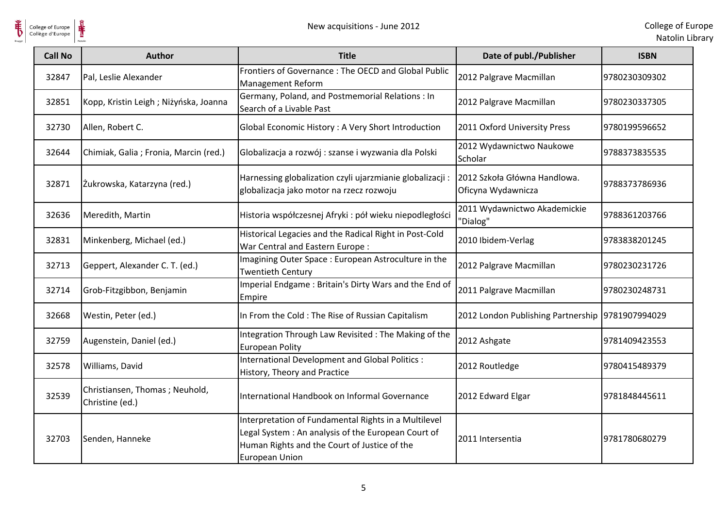| Call No | Author | Title | Date of publ./Publisher | ISBN |
|---|---|---|---|---|
| 32847 | Pal, Leslie Alexander | Frontiers of Governance : The OECD and Global Public Management Reform | 2012 Palgrave Macmillan | 9780230309302 |
| 32851 | Kopp, Kristin Leigh ; Niżyńska, Joanna | Germany, Poland, and Postmemorial Relations : In Search of a Livable Past | 2012 Palgrave Macmillan | 9780230337305 |
| 32730 | Allen, Robert C. | Global Economic History : A Very Short Introduction | 2011 Oxford University Press | 9780199596652 |
| 32644 | Chimiak, Galia ; Fronia, Marcin (red.) | Globalizacja a rozwój : szanse i wyzwania dla Polski | 2012 Wydawnictwo Naukowe Scholar | 9788373835535 |
| 32871 | Żukrowska, Katarzyna (red.) | Harnessing globalization czyli ujarzmianie globalizacji : globalizacja jako motor na rzecz rozwoju | 2012 Szkoła Główna Handlowa. Oficyna Wydawnicza | 9788373786936 |
| 32636 | Meredith, Martin | Historia współczesnej Afryki : pół wieku niepodległości | 2011 Wydawnictwo Akademickie "Dialog" | 9788361203766 |
| 32831 | Minkenberg, Michael (ed.) | Historical Legacies and the Radical Right in Post-Cold War Central and Eastern Europe : | 2010 Ibidem-Verlag | 9783838201245 |
| 32713 | Geppert, Alexander C. T. (ed.) | Imagining Outer Space : European Astroculture in the Twentieth Century | 2012 Palgrave Macmillan | 9780230231726 |
| 32714 | Grob-Fitzgibbon, Benjamin | Imperial Endgame : Britain's Dirty Wars and the End of Empire | 2011 Palgrave Macmillan | 9780230248731 |
| 32668 | Westin, Peter (ed.) | In From the Cold : The Rise of Russian Capitalism | 2012 London Publishing Partnership | 9781907994029 |
| 32759 | Augenstein, Daniel (ed.) | Integration Through Law Revisited : The Making of the European Polity | 2012 Ashgate | 9781409423553 |
| 32578 | Williams, David | International Development and Global Politics : History, Theory and Practice | 2012 Routledge | 9780415489379 |
| 32539 | Christiansen, Thomas ; Neuhold, Christine (ed.) | International Handbook on Informal Governance | 2012 Edward Elgar | 9781848445611 |
| 32703 | Senden, Hanneke | Interpretation of Fundamental Rights in a Multilevel Legal System : An analysis of the European Court of Human Rights and the Court of Justice of the European Union | 2011 Intersentia | 9781780680279 |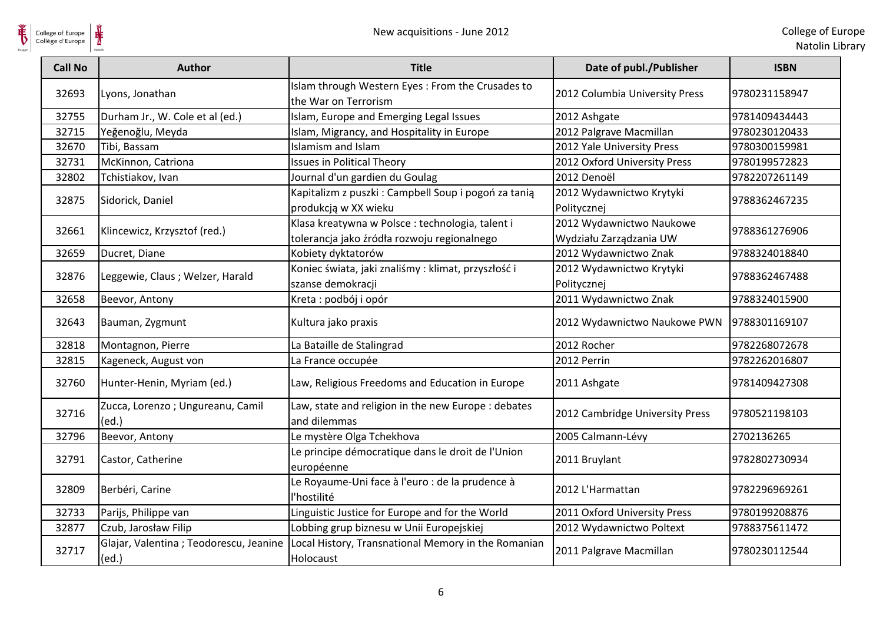| Call No | Author | Title | Date of publ./Publisher | ISBN |
|---|---|---|---|---|
| 32693 | Lyons, Jonathan | Islam through Western Eyes : From the Crusades to the War on Terrorism | 2012 Columbia University Press | 9780231158947 |
| 32755 | Durham Jr., W. Cole et al (ed.) | Islam, Europe and Emerging Legal Issues | 2012 Ashgate | 9781409434443 |
| 32715 | Yeğenoğlu, Meyda | Islam, Migrancy, and Hospitality in Europe | 2012 Palgrave Macmillan | 9780230120433 |
| 32670 | Tibi, Bassam | Islamism and Islam | 2012 Yale University Press | 9780300159981 |
| 32731 | McKinnon, Catriona | Issues in Political Theory | 2012 Oxford University Press | 9780199572823 |
| 32802 | Tchistiakov, Ivan | Journal d'un gardien du Goulag | 2012 Denoël | 9782207261149 |
| 32875 | Sidorick, Daniel | Kapitalizm z puszki : Campbell Soup i pogoń za tanią produkcją w XX wieku | 2012 Wydawnictwo Krytyki Politycznej | 9788362467235 |
| 32661 | Klincewicz, Krzysztof (red.) | Klasa kreatywna w Polsce : technologia, talent i tolerancja jako źródła rozwoju regionalnego | 2012 Wydawnictwo Naukowe Wydziału Zarządzania UW | 9788361276906 |
| 32659 | Ducret, Diane | Kobiety dyktatorów | 2012 Wydawnictwo Znak | 9788324018840 |
| 32876 | Leggewie, Claus ; Welzer, Harald | Koniec świata, jaki znaliśmy : klimat, przyszłość i szanse demokracji | 2012 Wydawnictwo Krytyki Politycznej | 9788362467488 |
| 32658 | Beevor, Antony | Kreta : podbój i opór | 2011 Wydawnictwo Znak | 9788324015900 |
| 32643 | Bauman, Zygmunt | Kultura jako praxis | 2012 Wydawnictwo Naukowe PWN | 9788301169107 |
| 32818 | Montagnon, Pierre | La Bataille de Stalingrad | 2012 Rocher | 9782268072678 |
| 32815 | Kageneck, August von | La France occupée | 2012 Perrin | 9782262016807 |
| 32760 | Hunter-Henin, Myriam (ed.) | Law, Religious Freedoms and Education in Europe | 2011 Ashgate | 9781409427308 |
| 32716 | Zucca, Lorenzo ; Ungureanu, Camil (ed.) | Law, state and religion in the new Europe : debates and dilemmas | 2012 Cambridge University Press | 9780521198103 |
| 32796 | Beevor, Antony | Le mystère Olga Tchekhova | 2005 Calmann-Lévy | 2702136265 |
| 32791 | Castor, Catherine | Le principe démocratique dans le droit de l'Union européenne | 2011 Bruylant | 9782802730934 |
| 32809 | Berbéri, Carine | Le Royaume-Uni face à l'euro : de la prudence à l'hostilité | 2012 L'Harmattan | 9782296969261 |
| 32733 | Parijs, Philippe van | Linguistic Justice for Europe and for the World | 2011 Oxford University Press | 9780199208876 |
| 32877 | Czub, Jarosław Filip | Lobbing grup biznesu w Unii Europejskiej | 2012 Wydawnictwo Poltext | 9788375611472 |
| 32717 | Glajar, Valentina ; Teodorescu, Jeanine (ed.) | Local History, Transnational Memory in the Romanian Holocaust | 2011 Palgrave Macmillan | 9780230112544 |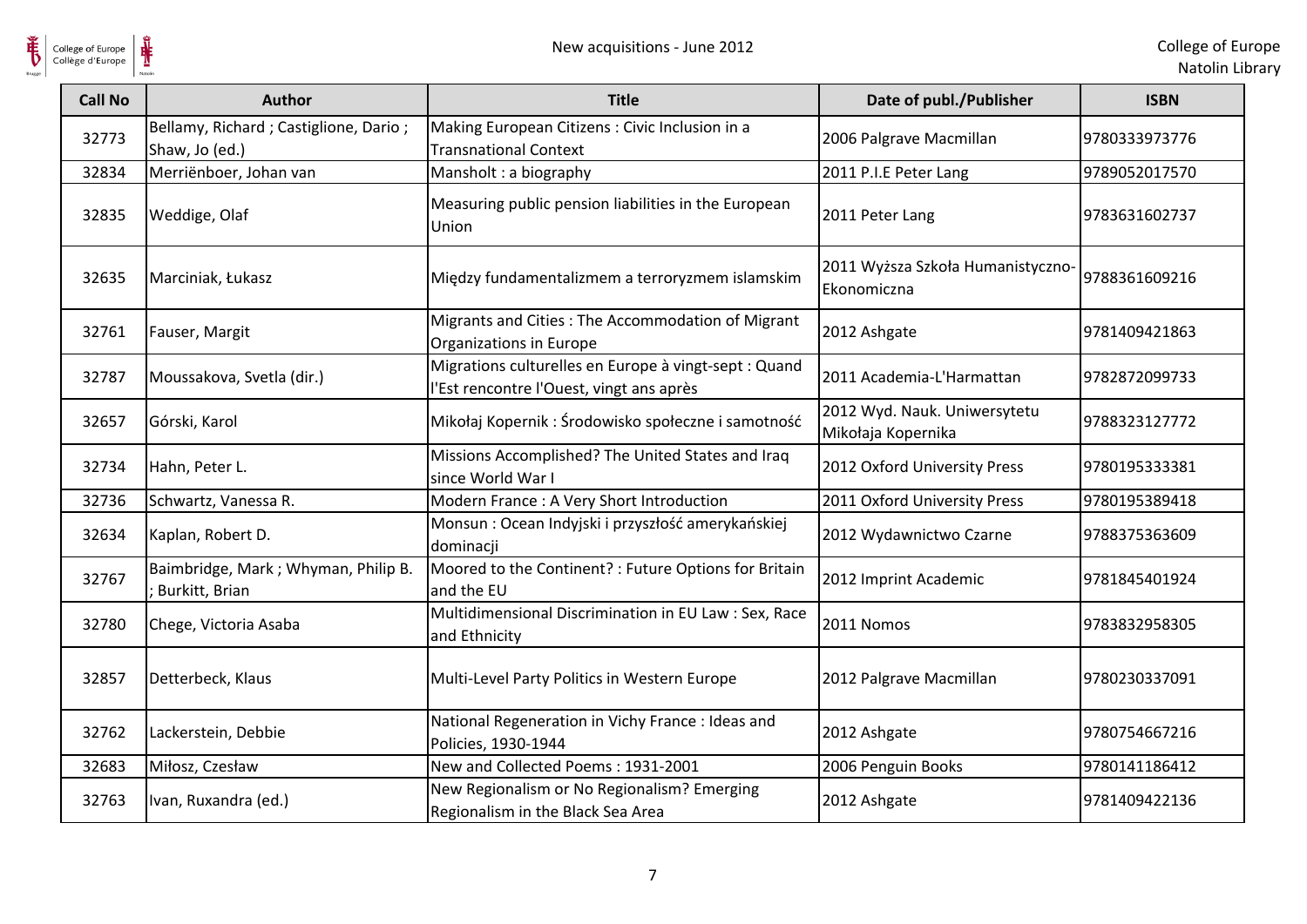| Call No | Author | Title | Date of publ./Publisher | ISBN |
|---|---|---|---|---|
| 32773 | Bellamy, Richard ; Castiglione, Dario ; Shaw, Jo (ed.) | Making European Citizens : Civic Inclusion in a Transnational Context | 2006 Palgrave Macmillan | 9780333973776 |
| 32834 | Merriënboer, Johan van | Mansholt : a biography | 2011 P.I.E Peter Lang | 9789052017570 |
| 32835 | Weddige, Olaf | Measuring public pension liabilities in the European Union | 2011 Peter Lang | 9783631602737 |
| 32635 | Marciniak, Łukasz | Między fundamentalizmem a terroryzmem islamskim | 2011 Wyższa Szkoła Humanistyczno-Ekonomiczna | 9788361609216 |
| 32761 | Fauser, Margit | Migrants and Cities : The Accommodation of Migrant Organizations in Europe | 2012 Ashgate | 9781409421863 |
| 32787 | Moussakova, Svetla (dir.) | Migrations culturelles en Europe à vingt-sept : Quand l'Est rencontre l'Ouest, vingt ans après | 2011 Academia-L'Harmattan | 9782872099733 |
| 32657 | Górski, Karol | Mikołaj Kopernik : Środowisko społeczne i samotność | 2012 Wyd. Nauk. Uniwersytetu Mikołaja Kopernika | 9788323127772 |
| 32734 | Hahn, Peter L. | Missions Accomplished? The United States and Iraq since World War I | 2012 Oxford University Press | 9780195333381 |
| 32736 | Schwartz, Vanessa R. | Modern France : A Very Short Introduction | 2011 Oxford University Press | 9780195389418 |
| 32634 | Kaplan, Robert D. | Monsun : Ocean Indyjski i przyszłość amerykańskiej dominacji | 2012 Wydawnictwo Czarne | 9788375363609 |
| 32767 | Baimbridge, Mark ; Whyman, Philip B. ; Burkitt, Brian | Moored to the Continent? : Future Options for Britain and the EU | 2012 Imprint Academic | 9781845401924 |
| 32780 | Chege, Victoria Asaba | Multidimensional Discrimination in EU Law : Sex, Race and Ethnicity | 2011 Nomos | 9783832958305 |
| 32857 | Detterbeck, Klaus | Multi-Level Party Politics in Western Europe | 2012 Palgrave Macmillan | 9780230337091 |
| 32762 | Lackerstein, Debbie | National Regeneration in Vichy France : Ideas and Policies, 1930-1944 | 2012 Ashgate | 9780754667216 |
| 32683 | Miłosz, Czesław | New and Collected Poems : 1931-2001 | 2006 Penguin Books | 9780141186412 |
| 32763 | Ivan, Ruxandra (ed.) | New Regionalism or No Regionalism? Emerging Regionalism in the Black Sea Area | 2012 Ashgate | 9781409422136 |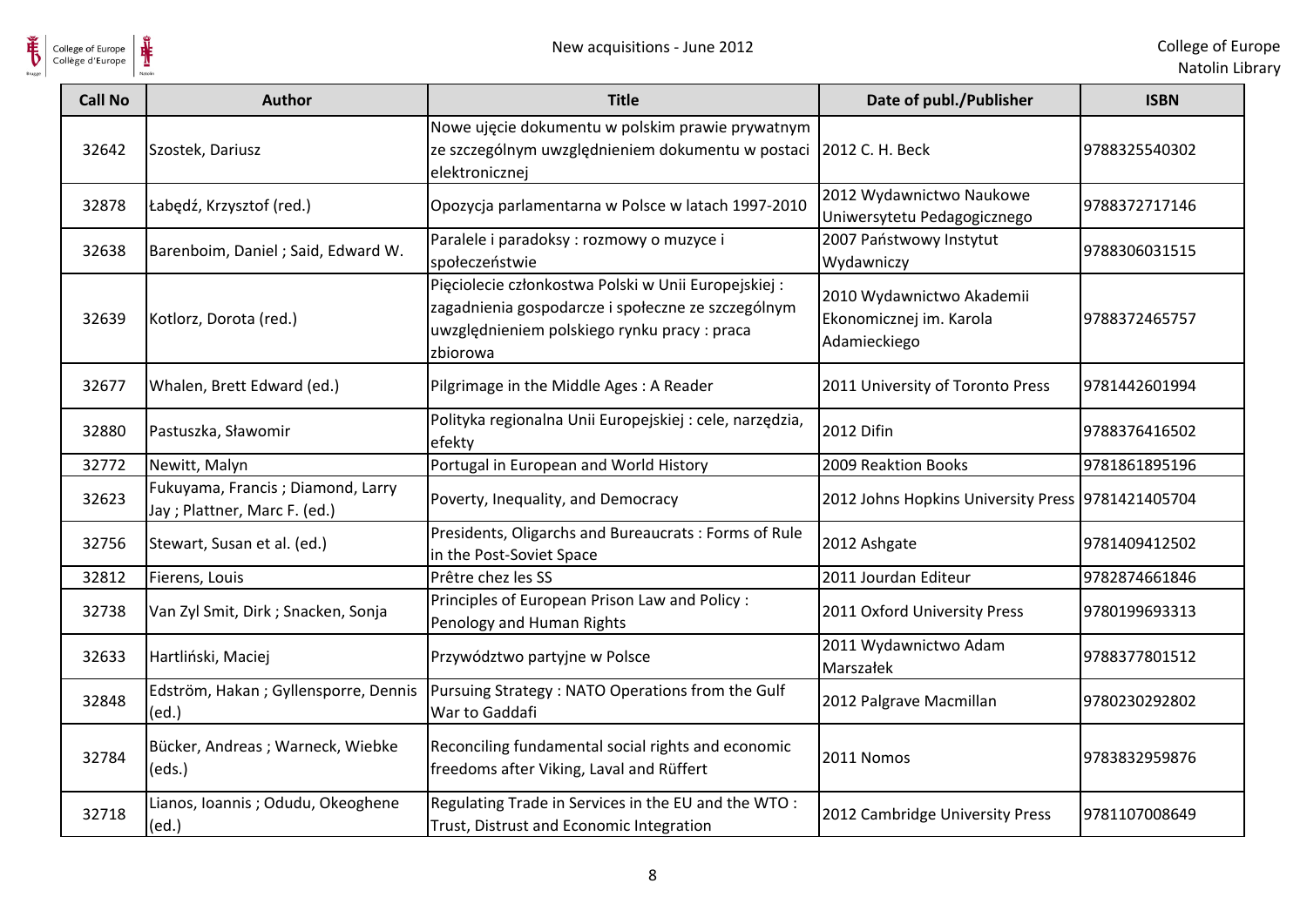| Call No | Author | Title | Date of publ./Publisher | ISBN |
|---|---|---|---|---|
| 32642 | Szostek, Dariusz | Nowe ujęcie dokumentu w polskim prawie prywatnym ze szczególnym uwzględnieniem dokumentu w postaci elektronicznej | 2012 C. H. Beck | 9788325540302 |
| 32878 | Łabędź, Krzysztof (red.) | Opozycja parlamentarna w Polsce w latach 1997-2010 | 2012 Wydawnictwo Naukowe Uniwersytetu Pedagogicznego | 9788372717146 |
| 32638 | Barenboim, Daniel ; Said, Edward W. | Paralele i paradoksy : rozmowy o muzyce i społeczeństwie | 2007 Państwowy Instytut Wydawniczy | 9788306031515 |
| 32639 | Kotlorz, Dorota (red.) | Pięciolecie członkostwa Polski w Unii Europejskiej : zagadnienia gospodarcze i społeczne ze szczególnym uwzględnieniem polskiego rynku pracy : praca zbiorowa | 2010 Wydawnictwo Akademii Ekonomicznej im. Karola Adamieckiego | 9788372465757 |
| 32677 | Whalen, Brett Edward (ed.) | Pilgrimage in the Middle Ages : A Reader | 2011 University of Toronto Press | 9781442601994 |
| 32880 | Pastuszka, Sławomir | Polityka regionalna Unii Europejskiej : cele, narzędzia, efekty | 2012 Difin | 9788376416502 |
| 32772 | Newitt, Malyn | Portugal in European and World History | 2009 Reaktion Books | 9781861895196 |
| 32623 | Fukuyama, Francis ; Diamond, Larry Jay ; Plattner, Marc F. (ed.) | Poverty, Inequality, and Democracy | 2012 Johns Hopkins University Press | 9781421405704 |
| 32756 | Stewart, Susan et al. (ed.) | Presidents, Oligarchs and Bureaucrats : Forms of Rule in the Post-Soviet Space | 2012 Ashgate | 9781409412502 |
| 32812 | Fierens, Louis | Prêtre chez les SS | 2011 Jourdan Editeur | 9782874661846 |
| 32738 | Van Zyl Smit, Dirk ; Snacken, Sonja | Principles of European Prison Law and Policy : Penology and Human Rights | 2011 Oxford University Press | 9780199693313 |
| 32633 | Hartliński, Maciej | Przywództwo partyjne w Polsce | 2011 Wydawnictwo Adam Marszałek | 9788377801512 |
| 32848 | Edström, Hakan ; Gyllensporre, Dennis (ed.) | Pursuing Strategy : NATO Operations from the Gulf War to Gaddafi | 2012 Palgrave Macmillan | 9780230292802 |
| 32784 | Bücker, Andreas ; Warneck, Wiebke (eds.) | Reconciling fundamental social rights and economic freedoms after Viking, Laval and Rüffert | 2011 Nomos | 9783832959876 |
| 32718 | Lianos, Ioannis ; Odudu, Okeoghene (ed.) | Regulating Trade in Services in the EU and the WTO : Trust, Distrust and Economic Integration | 2012 Cambridge University Press | 9781107008649 |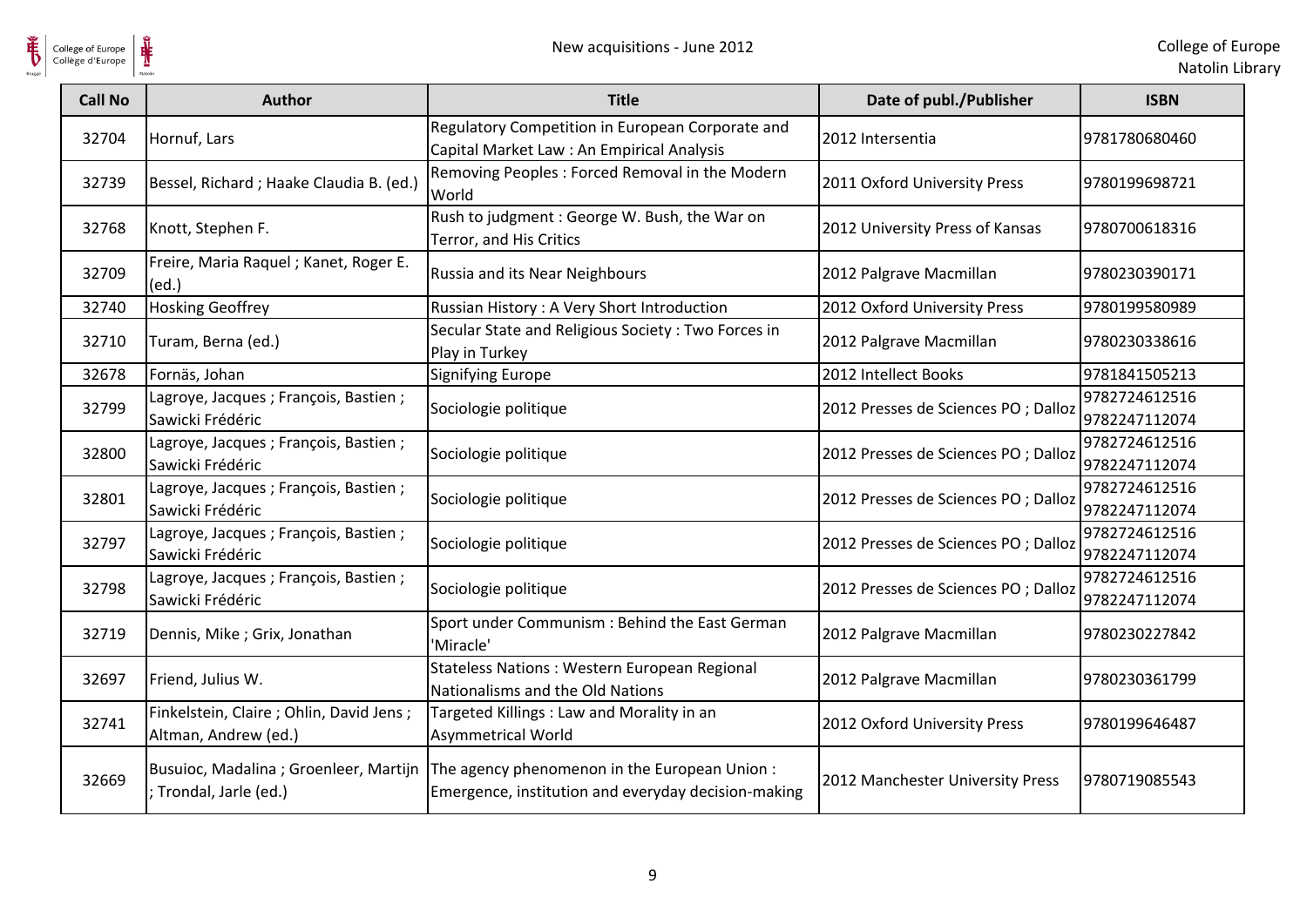| Call No | Author | Title | Date of publ./Publisher | ISBN |
| --- | --- | --- | --- | --- |
| 32704 | Hornuf, Lars | Regulatory Competition in European Corporate and Capital Market Law : An Empirical Analysis | 2012 Intersentia | 9781780680460 |
| 32739 | Bessel, Richard ; Haake Claudia B. (ed.) | Removing Peoples : Forced Removal in the Modern World | 2011 Oxford University Press | 9780199698721 |
| 32768 | Knott, Stephen F. | Rush to judgment : George W. Bush, the War on Terror, and His Critics | 2012 University Press of Kansas | 9780700618316 |
| 32709 | Freire, Maria Raquel ; Kanet, Roger E. (ed.) | Russia and its Near Neighbours | 2012 Palgrave Macmillan | 9780230390171 |
| 32740 | Hosking Geoffrey | Russian History : A Very Short Introduction | 2012 Oxford University Press | 9780199580989 |
| 32710 | Turam, Berna (ed.) | Secular State and Religious Society : Two Forces in Play in Turkey | 2012 Palgrave Macmillan | 9780230338616 |
| 32678 | Fornäs, Johan | Signifying Europe | 2012 Intellect Books | 9781841505213 |
| 32799 | Lagroye, Jacques ; François, Bastien ; Sawicki Frédéric | Sociologie politique | 2012 Presses de Sciences PO ; Dalloz | 9782724612516 9782247112074 |
| 32800 | Lagroye, Jacques ; François, Bastien ; Sawicki Frédéric | Sociologie politique | 2012 Presses de Sciences PO ; Dalloz | 9782724612516 9782247112074 |
| 32801 | Lagroye, Jacques ; François, Bastien ; Sawicki Frédéric | Sociologie politique | 2012 Presses de Sciences PO ; Dalloz | 9782724612516 9782247112074 |
| 32797 | Lagroye, Jacques ; François, Bastien ; Sawicki Frédéric | Sociologie politique | 2012 Presses de Sciences PO ; Dalloz | 9782724612516 9782247112074 |
| 32798 | Lagroye, Jacques ; François, Bastien ; Sawicki Frédéric | Sociologie politique | 2012 Presses de Sciences PO ; Dalloz | 9782724612516 9782247112074 |
| 32719 | Dennis, Mike ; Grix, Jonathan | Sport under Communism : Behind the East German 'Miracle' | 2012 Palgrave Macmillan | 9780230227842 |
| 32697 | Friend, Julius W. | Stateless Nations : Western European Regional Nationalisms and the Old Nations | 2012 Palgrave Macmillan | 9780230361799 |
| 32741 | Finkelstein, Claire ; Ohlin, David Jens ; Altman, Andrew (ed.) | Targeted Killings : Law and Morality in an Asymmetrical World | 2012 Oxford University Press | 9780199646487 |
| 32669 | Busuioc, Madalina ; Groenleer, Martijn ; Trondal, Jarle (ed.) | The agency phenomenon in the European Union : Emergence, institution and everyday decision-making | 2012 Manchester University Press | 9780719085543 |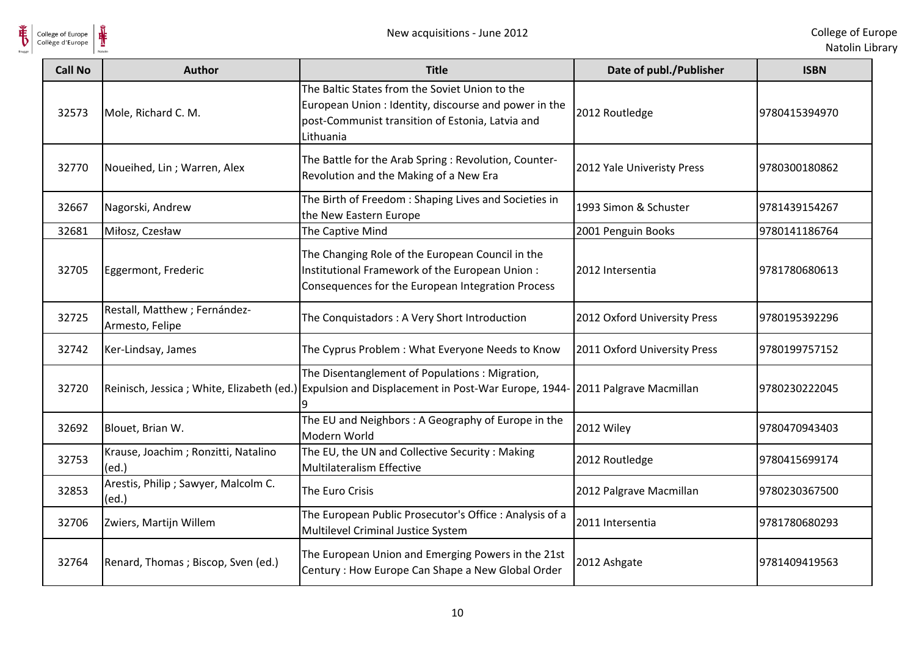| Call No | Author | Title | Date of publ./Publisher | ISBN |
|---|---|---|---|---|
| 32573 | Mole, Richard C. M. | The Baltic States from the Soviet Union to the European Union : Identity, discourse and power in the post-Communist transition of Estonia, Latvia and Lithuania | 2012 Routledge | 9780415394970 |
| 32770 | Noueihed, Lin ; Warren, Alex | The Battle for the Arab Spring : Revolution, Counter-Revolution and the Making of a New Era | 2012 Yale Univeristy Press | 9780300180862 |
| 32667 | Nagorski, Andrew | The Birth of Freedom : Shaping Lives and Societies in the New Eastern Europe | 1993 Simon & Schuster | 9781439154267 |
| 32681 | Miłosz, Czesław | The Captive Mind | 2001 Penguin Books | 9780141186764 |
| 32705 | Eggermont, Frederic | The Changing Role of the European Council in the Institutional Framework of the European Union : Consequences for the European Integration Process | 2012 Intersentia | 9781780680613 |
| 32725 | Restall, Matthew ; Fernández-Armesto, Felipe | The Conquistadors : A Very Short Introduction | 2012 Oxford University Press | 9780195392296 |
| 32742 | Ker-Lindsay, James | The Cyprus Problem : What Everyone Needs to Know | 2011 Oxford University Press | 9780199757152 |
| 32720 | Reinisch, Jessica ; White, Elizabeth (ed.) | The Disentanglement of Populations : Migration, Expulsion and Displacement in Post-War Europe, 1944-9 | 2011 Palgrave Macmillan | 9780230222045 |
| 32692 | Blouet, Brian W. | The EU and Neighbors : A Geography of Europe in the Modern World | 2012 Wiley | 9780470943403 |
| 32753 | Krause, Joachim ; Ronzitti, Natalino (ed.) | The EU, the UN and Collective Security : Making Multilateralism Effective | 2012 Routledge | 9780415699174 |
| 32853 | Arestis, Philip ; Sawyer, Malcolm C. (ed.) | The Euro Crisis | 2012 Palgrave Macmillan | 9780230367500 |
| 32706 | Zwiers, Martijn Willem | The European Public Prosecutor's Office : Analysis of a Multilevel Criminal Justice System | 2011 Intersentia | 9781780680293 |
| 32764 | Renard, Thomas ; Biscop, Sven (ed.) | The European Union and Emerging Powers in the 21st Century : How Europe Can Shape a New Global Order | 2012 Ashgate | 9781409419563 |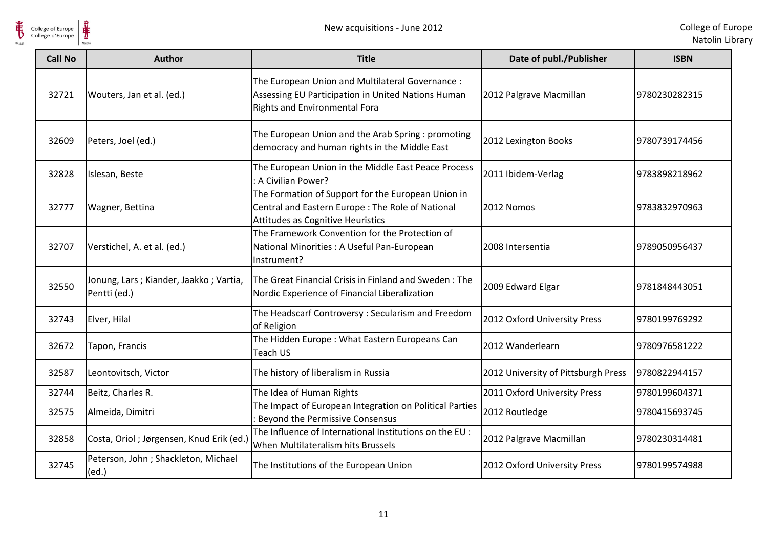| Call No | Author | Title | Date of publ./Publisher | ISBN |
| --- | --- | --- | --- | --- |
| 32721 | Wouters, Jan et al. (ed.) | The European Union and Multilateral Governance : Assessing EU Participation in United Nations Human Rights and Environmental Fora | 2012 Palgrave Macmillan | 9780230282315 |
| 32609 | Peters, Joel (ed.) | The European Union and the Arab Spring : promoting democracy and human rights in the Middle East | 2012 Lexington Books | 9780739174456 |
| 32828 | Islesan, Beste | The European Union in the Middle East Peace Process : A Civilian Power? | 2011 Ibidem-Verlag | 9783898218962 |
| 32777 | Wagner, Bettina | The Formation of Support for the European Union in Central and Eastern Europe : The Role of National Attitudes as Cognitive Heuristics | 2012 Nomos | 9783832970963 |
| 32707 | Verstichel, A. et al. (ed.) | The Framework Convention for the Protection of National Minorities : A Useful Pan-European Instrument? | 2008 Intersentia | 9789050956437 |
| 32550 | Jonung, Lars ; Kiander, Jaakko ; Vartia, Pentti (ed.) | The Great Financial Crisis in Finland and Sweden : The Nordic Experience of Financial Liberalization | 2009 Edward Elgar | 9781848443051 |
| 32743 | Elver, Hilal | The Headscarf Controversy : Secularism and Freedom of Religion | 2012 Oxford University Press | 9780199769292 |
| 32672 | Tapon, Francis | The Hidden Europe : What Eastern Europeans Can Teach US | 2012 Wanderlearn | 9780976581222 |
| 32587 | Leontovitsch, Victor | The history of liberalism in Russia | 2012 University of Pittsburgh Press | 9780822944157 |
| 32744 | Beitz, Charles R. | The Idea of Human Rights | 2011 Oxford University Press | 9780199604371 |
| 32575 | Almeida, Dimitri | The Impact of European Integration on Political Parties : Beyond the Permissive Consensus | 2012 Routledge | 9780415693745 |
| 32858 | Costa, Oriol ; Jørgensen, Knud Erik (ed.) | The Influence of International Institutions on the EU : When Multilateralism hits Brussels | 2012 Palgrave Macmillan | 9780230314481 |
| 32745 | Peterson, John ; Shackleton, Michael (ed.) | The Institutions of the European Union | 2012 Oxford University Press | 9780199574988 |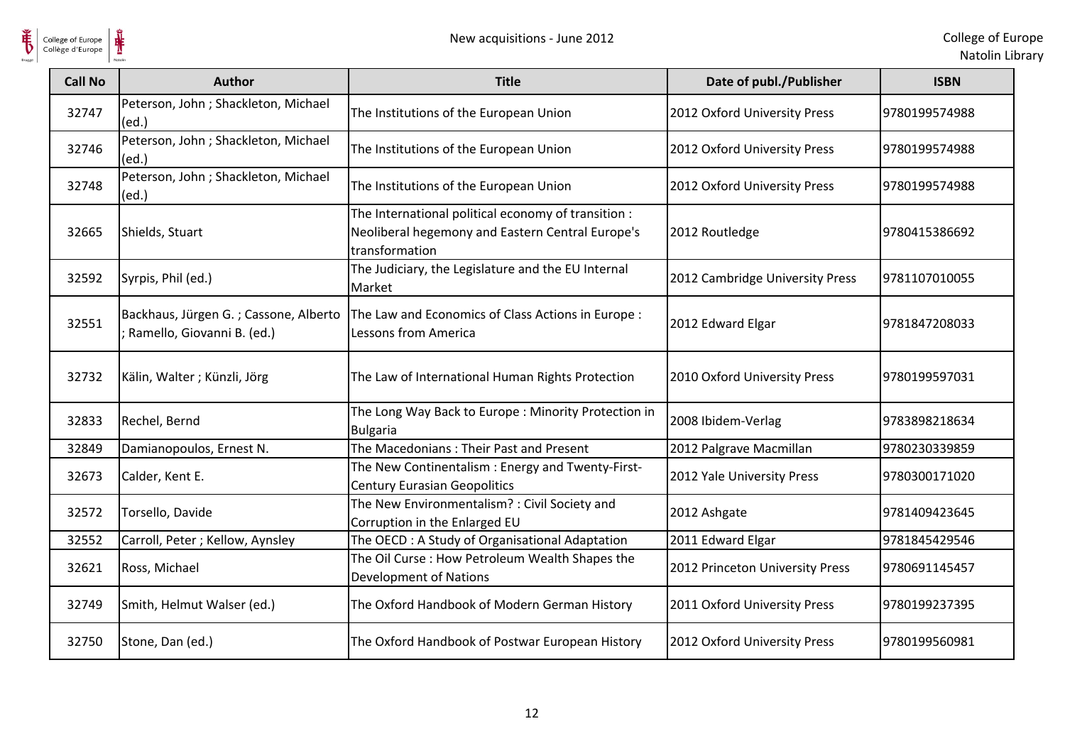| Call No | Author | Title | Date of publ./Publisher | ISBN |
|---|---|---|---|---|
| 32747 | Peterson, John ; Shackleton, Michael (ed.) | The Institutions of the European Union | 2012 Oxford University Press | 9780199574988 |
| 32746 | Peterson, John ; Shackleton, Michael (ed.) | The Institutions of the European Union | 2012 Oxford University Press | 9780199574988 |
| 32748 | Peterson, John ; Shackleton, Michael (ed.) | The Institutions of the European Union | 2012 Oxford University Press | 9780199574988 |
| 32665 | Shields, Stuart | The International political economy of transition : Neoliberal hegemony and Eastern Central Europe's transformation | 2012 Routledge | 9780415386692 |
| 32592 | Syrpis, Phil (ed.) | The Judiciary, the Legislature and the EU Internal Market | 2012 Cambridge University Press | 9781107010055 |
| 32551 | Backhaus, Jürgen G. ; Cassone, Alberto ; Ramello, Giovanni B. (ed.) | The Law and Economics of Class Actions in Europe : Lessons from America | 2012 Edward Elgar | 9781847208033 |
| 32732 | Kälin, Walter ; Künzli, Jörg | The Law of International Human Rights Protection | 2010 Oxford University Press | 9780199597031 |
| 32833 | Rechel, Bernd | The Long Way Back to Europe : Minority Protection in Bulgaria | 2008 Ibidem-Verlag | 9783898218634 |
| 32849 | Damianopoulos, Ernest N. | The Macedonians : Their Past and Present | 2012 Palgrave Macmillan | 9780230339859 |
| 32673 | Calder, Kent E. | The New Continentalism : Energy and Twenty-First-Century Eurasian Geopolitics | 2012 Yale University Press | 9780300171020 |
| 32572 | Torsello, Davide | The New Environmentalism? : Civil Society and Corruption in the Enlarged EU | 2012 Ashgate | 9781409423645 |
| 32552 | Carroll, Peter ; Kellow, Aynsley | The OECD : A Study of Organisational Adaptation | 2011 Edward Elgar | 9781845429546 |
| 32621 | Ross, Michael | The Oil Curse : How Petroleum Wealth Shapes the Development of Nations | 2012 Princeton University Press | 9780691145457 |
| 32749 | Smith, Helmut Walser (ed.) | The Oxford Handbook of Modern German History | 2011 Oxford University Press | 9780199237395 |
| 32750 | Stone, Dan (ed.) | The Oxford Handbook of Postwar European History | 2012 Oxford University Press | 9780199560981 |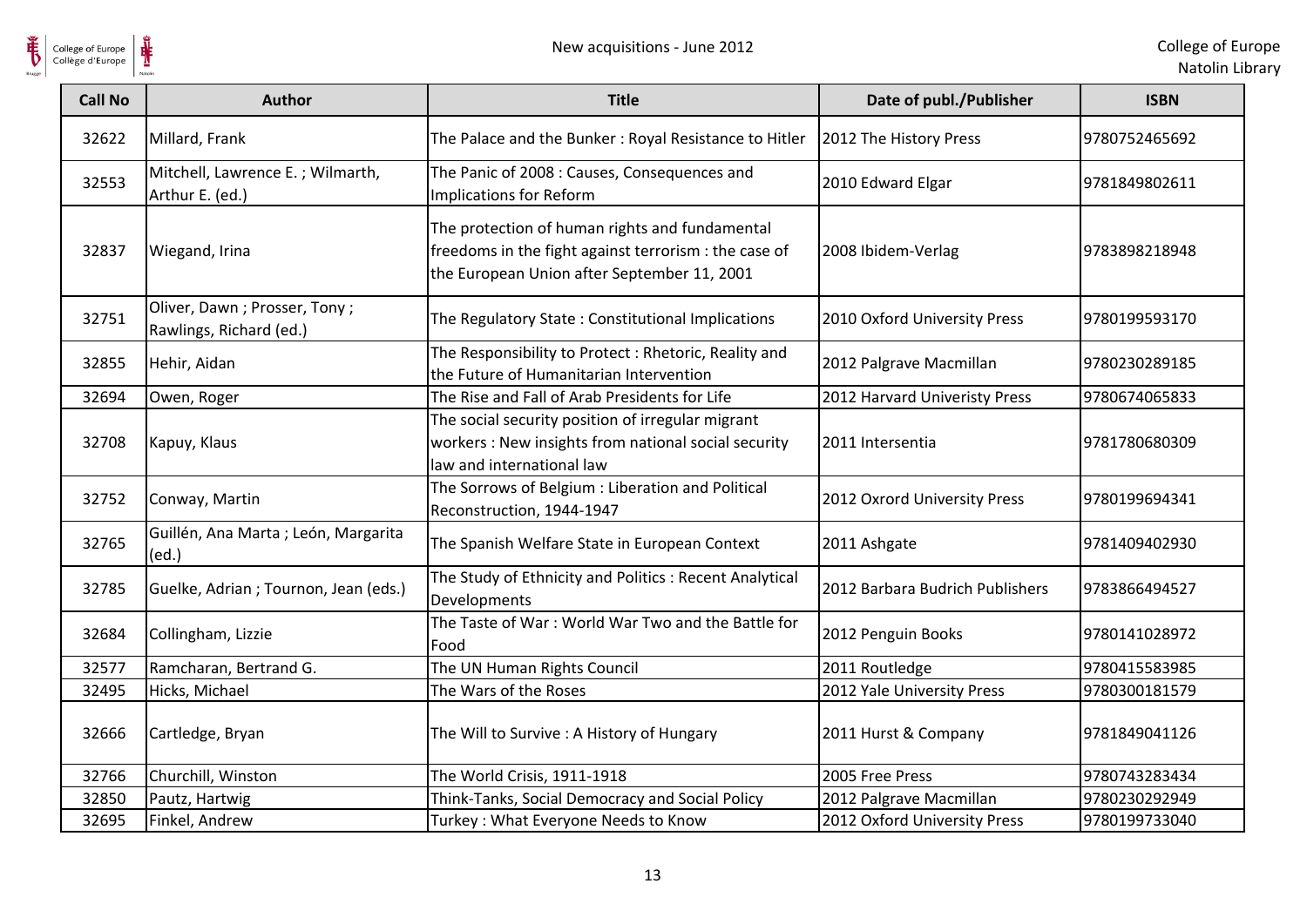| Call No | Author | Title | Date of publ./Publisher | ISBN |
|---|---|---|---|---|
| 32622 | Millard, Frank | The Palace and the Bunker : Royal Resistance to Hitler | 2012 The History Press | 9780752465692 |
| 32553 | Mitchell, Lawrence E. ; Wilmarth, Arthur E. (ed.) | The Panic of 2008 : Causes, Consequences and Implications for Reform | 2010 Edward Elgar | 9781849802611 |
| 32837 | Wiegand, Irina | The protection of human rights and fundamental freedoms in the fight against terrorism : the case of the European Union after September 11, 2001 | 2008 Ibidem-Verlag | 9783898218948 |
| 32751 | Oliver, Dawn ; Prosser, Tony ; Rawlings, Richard (ed.) | The Regulatory State : Constitutional Implications | 2010 Oxford University Press | 9780199593170 |
| 32855 | Hehir, Aidan | The Responsibility to Protect : Rhetoric, Reality and the Future of Humanitarian Intervention | 2012 Palgrave Macmillan | 9780230289185 |
| 32694 | Owen, Roger | The Rise and Fall of Arab Presidents for Life | 2012 Harvard Univeristy Press | 9780674065833 |
| 32708 | Kapuy, Klaus | The social security position of irregular migrant workers : New insights from national social security law and international law | 2011 Intersentia | 9781780680309 |
| 32752 | Conway, Martin | The Sorrows of Belgium : Liberation and Political Reconstruction, 1944-1947 | 2012 Oxrord University Press | 9780199694341 |
| 32765 | Guillén, Ana Marta ; León, Margarita (ed.) | The Spanish Welfare State in European Context | 2011 Ashgate | 9781409402930 |
| 32785 | Guelke, Adrian ; Tournon, Jean (eds.) | The Study of Ethnicity and Politics : Recent Analytical Developments | 2012 Barbara Budrich Publishers | 9783866494527 |
| 32684 | Collingham, Lizzie | The Taste of War : World War Two and the Battle for Food | 2012 Penguin Books | 9780141028972 |
| 32577 | Ramcharan, Bertrand G. | The UN Human Rights Council | 2011 Routledge | 9780415583985 |
| 32495 | Hicks, Michael | The Wars of the Roses | 2012 Yale University Press | 9780300181579 |
| 32666 | Cartledge, Bryan | The Will to Survive : A History of Hungary | 2011 Hurst & Company | 9781849041126 |
| 32766 | Churchill, Winston | The World Crisis, 1911-1918 | 2005 Free Press | 9780743283434 |
| 32850 | Pautz, Hartwig | Think-Tanks, Social Democracy and Social Policy | 2012 Palgrave Macmillan | 9780230292949 |
| 32695 | Finkel, Andrew | Turkey : What Everyone Needs to Know | 2012 Oxford University Press | 9780199733040 |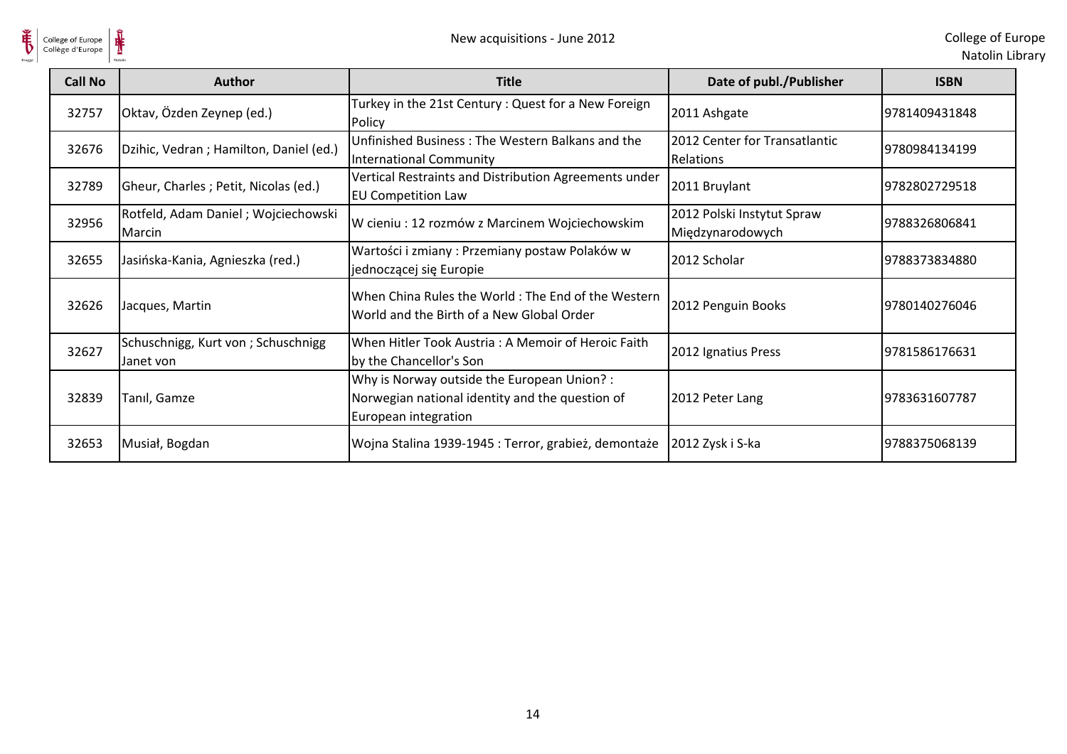| Call No | Author | Title | Date of publ./Publisher | ISBN |
|---|---|---|---|---|
| 32757 | Oktav, Özden Zeynep (ed.) | Turkey in the 21st Century : Quest for a New Foreign Policy | 2011 Ashgate | 9781409431848 |
| 32676 | Dzihic, Vedran ; Hamilton, Daniel (ed.) | Unfinished Business : The Western Balkans and the International Community | 2012 Center for Transatlantic Relations | 9780984134199 |
| 32789 | Gheur, Charles ; Petit, Nicolas (ed.) | Vertical Restraints and Distribution Agreements under EU Competition Law | 2011 Bruylant | 9782802729518 |
| 32956 | Rotfeld, Adam Daniel ; Wojciechowski Marcin | W cieniu : 12 rozmów z Marcinem Wojciechowskim | 2012 Polski Instytut Spraw Międzynarodowych | 9788326806841 |
| 32655 | Jasińska-Kania, Agnieszka (red.) | Wartości i zmiany : Przemiany postaw Polaków w jednoczącej się Europie | 2012 Scholar | 9788373834880 |
| 32626 | Jacques, Martin | When China Rules the World : The End of the Western World and the Birth of a New Global Order | 2012 Penguin Books | 9780140276046 |
| 32627 | Schuschnigg, Kurt von ; Schuschnigg Janet von | When Hitler Took Austria : A Memoir of Heroic Faith by the Chancellor's Son | 2012 Ignatius Press | 9781586176631 |
| 32839 | Tanıl, Gamze | Why is Norway outside the European Union? : Norwegian national identity and the question of European integration | 2012 Peter Lang | 9783631607787 |
| 32653 | Musiał, Bogdan | Wojna Stalina 1939-1945 : Terror, grabież, demontaże | 2012 Zysk i S-ka | 9788375068139 |